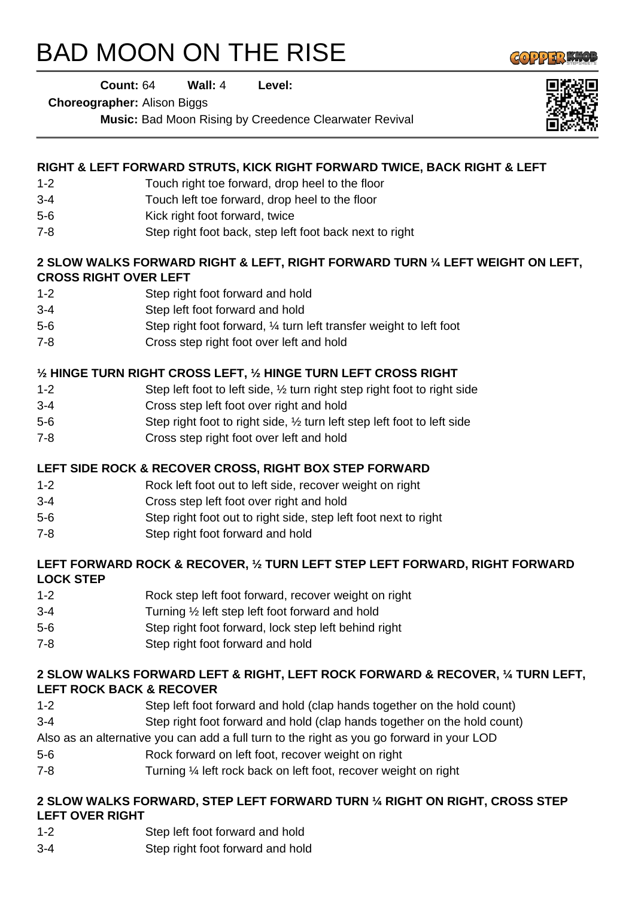# BAD MOON ON THE RISE

**Count:** 64 **Wall:** 4 **Level:**

**Choreographer:** Alison Biggs

**Music:** Bad Moon Rising by Creedence Clearwater Revival

**RIGHT & LEFT FORWARD STRUTS, KICK RIGHT FORWARD TWICE, BACK RIGHT & LEFT**

1-2 Touch right toe forward, drop heel to the floor
3-4 Touch left toe forward, drop heel to the floor
5-6 Kick right foot forward, twice
7-8 Step right foot back, step left foot back next to right

**2 SLOW WALKS FORWARD RIGHT & LEFT, RIGHT FORWARD TURN ¼ LEFT WEIGHT ON LEFT, CROSS RIGHT OVER LEFT**

1-2 Step right foot forward and hold
3-4 Step left foot forward and hold
5-6 Step right foot forward, ¼ turn left transfer weight to left foot
7-8 Cross step right foot over left and hold

**½ HINGE TURN RIGHT CROSS LEFT, ½ HINGE TURN LEFT CROSS RIGHT**

1-2 Step left foot to left side, ½ turn right step right foot to right side
3-4 Cross step left foot over right and hold
5-6 Step right foot to right side, ½ turn left step left foot to left side
7-8 Cross step right foot over left and hold

**LEFT SIDE ROCK & RECOVER CROSS, RIGHT BOX STEP FORWARD**

1-2 Rock left foot out to left side, recover weight on right
3-4 Cross step left foot over right and hold
5-6 Step right foot out to right side, step left foot next to right
7-8 Step right foot forward and hold

**LEFT FORWARD ROCK & RECOVER, ½ TURN LEFT STEP LEFT FORWARD, RIGHT FORWARD LOCK STEP**

1-2 Rock step left foot forward, recover weight on right
3-4 Turning ½ left step left foot forward and hold
5-6 Step right foot forward, lock step left behind right
7-8 Step right foot forward and hold

**2 SLOW WALKS FORWARD LEFT & RIGHT, LEFT ROCK FORWARD & RECOVER, ¼ TURN LEFT, LEFT ROCK BACK & RECOVER**

1-2 Step left foot forward and hold (clap hands together on the hold count)
3-4 Step right foot forward and hold (clap hands together on the hold count)

Also as an alternative you can add a full turn to the right as you go forward in your LOD

5-6 Rock forward on left foot, recover weight on right
7-8 Turning ¼ left rock back on left foot, recover weight on right

**2 SLOW WALKS FORWARD, STEP LEFT FORWARD TURN ¼ RIGHT ON RIGHT, CROSS STEP LEFT OVER RIGHT**

1-2 Step left foot forward and hold
3-4 Step right foot forward and hold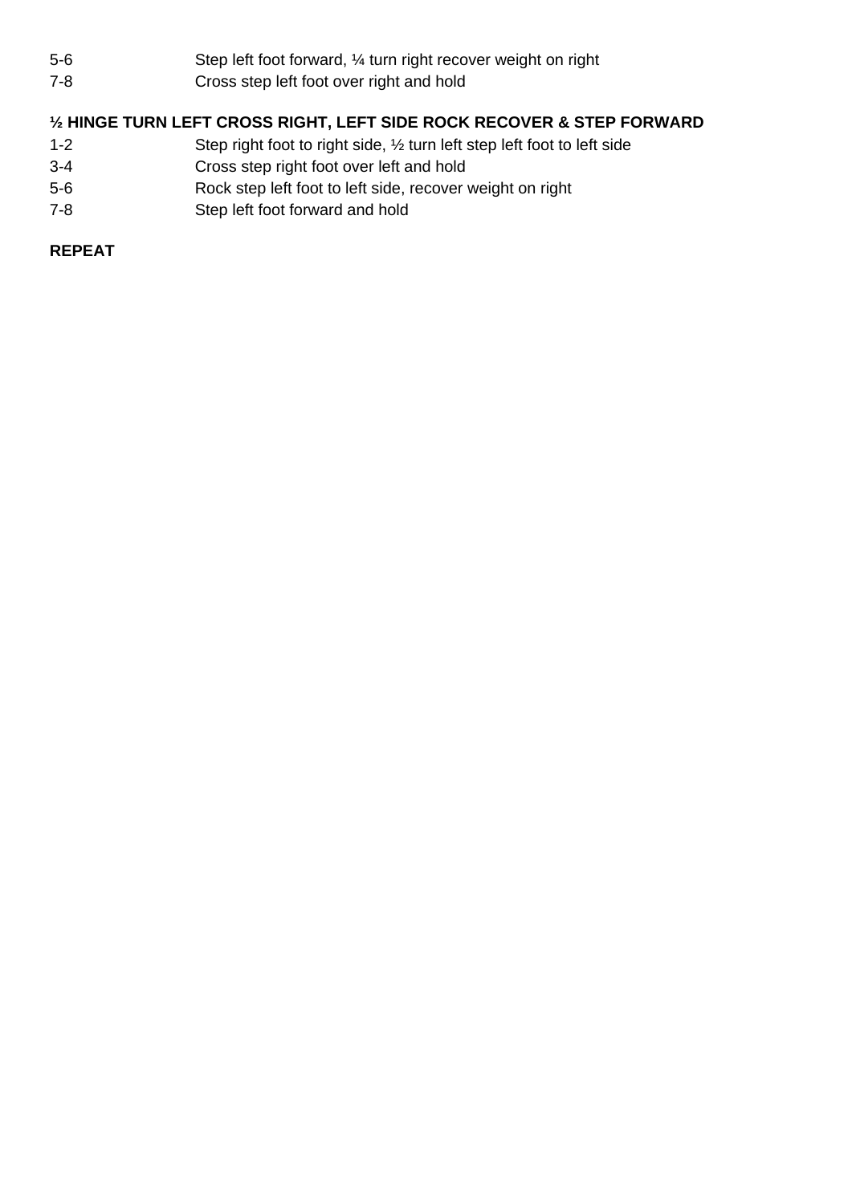5-6 Step left foot forward, ¼ turn right recover weight on right
7-8 Cross step left foot over right and hold

**½ HINGE TURN LEFT CROSS RIGHT, LEFT SIDE ROCK RECOVER & STEP FORWARD**

1-2 Step right foot to right side, ½ turn left step left foot to left side
3-4 Cross step right foot over left and hold
5-6 Rock step left foot to left side, recover weight on right
7-8 Step left foot forward and hold

**REPEAT**